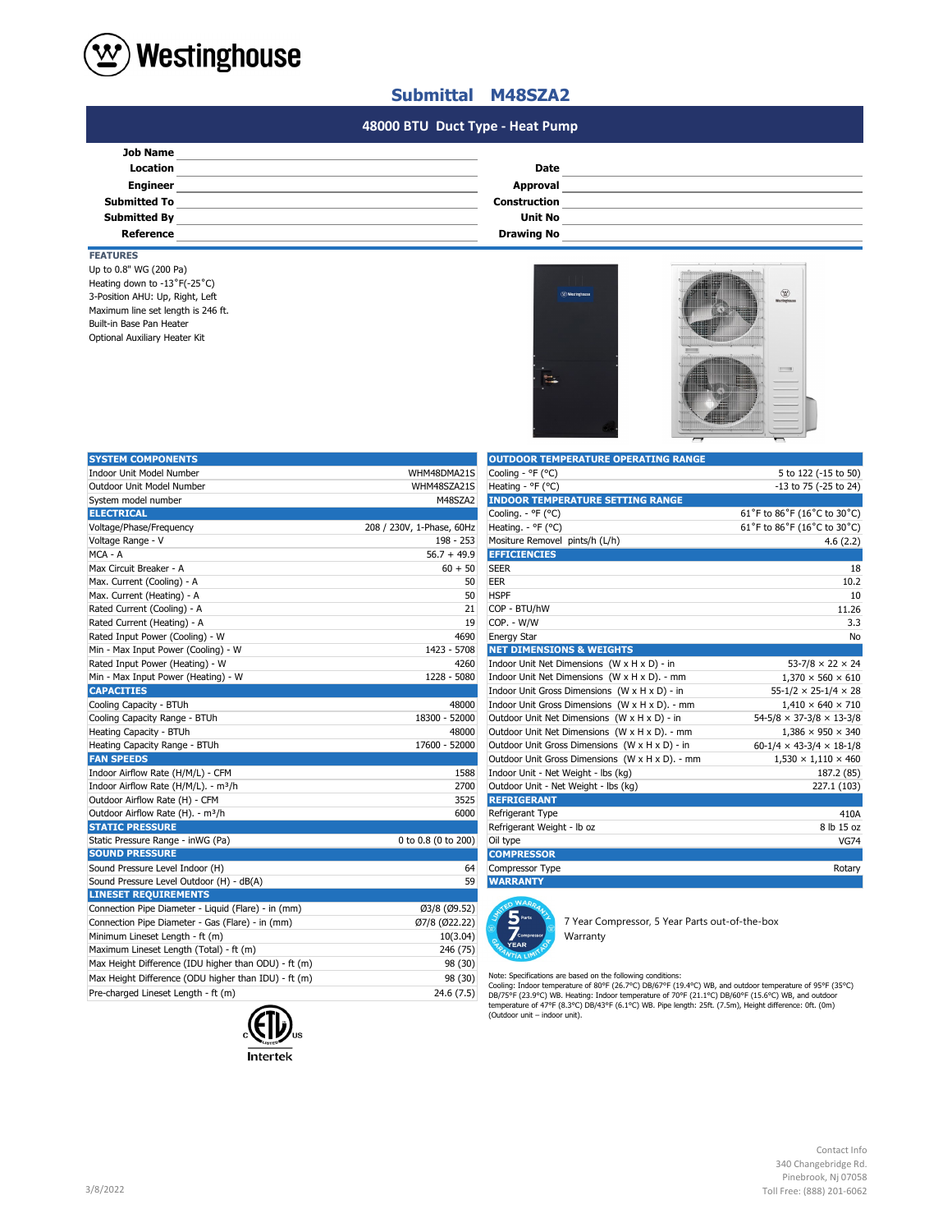# Westinghouse

## Submittal M48SZA2

### 48000 BTU Duct Type - Heat Pump

| | | | |
|---|---|---|---|
| **Job Name** | | | |
| **Location** | | **Date** | |
| **Engineer** | | **Approval** | |
| **Submitted To** | | **Construction** | |
| **Submitted By** | | **Unit No** | |
| **Reference** | | **Drawing No** | |

**FEATURES**

- Up to 0.8" WG (200 Pa)
- Heating down to -13˚F(-25˚C)
- 3-Position AHU: Up, Right, Left
- Maximum line set length is 246 ft.
- Built-in Base Pan Heater
- Optional Auxiliary Heater Kit

| **SYSTEM COMPONENTS** | |
|---|---|
| Indoor Unit Model Number | WHM48DMA21S |
| Outdoor Unit Model Number | WHM48SZA21S |
| System model number | M48SZA2 |
| **ELECTRICAL** | |
| Voltage/Phase/Frequency | 208 / 230V, 1-Phase, 60Hz |
| Voltage Range - V | 198 - 253 |
| MCA - A | 56.7 + 49.9 |
| Max Circuit Breaker - A | 60 + 50 |
| Max. Current (Cooling) - A | 50 |
| Max. Current (Heating) - A | 50 |
| Rated Current (Cooling) - A | 21 |
| Rated Current (Heating) - A | 19 |
| Rated Input Power (Cooling) - W | 4690 |
| Min - Max Input Power (Cooling) - W | 1423 - 5708 |
| Rated Input Power (Heating) - W | 4260 |
| Min - Max Input Power (Heating) - W | 1228 - 5080 |
| **CAPACITIES** | |
| Cooling Capacity - BTUh | 48000 |
| Cooling Capacity Range - BTUh | 18300 - 52000 |
| Heating Capacity - BTUh | 48000 |
| Heating Capacity Range - BTUh | 17600 - 52000 |
| **FAN SPEEDS** | |
| Indoor Airflow Rate (H/M/L) - CFM | 1588 |
| Indoor Airflow Rate (H/M/L). - m³/h | 2700 |
| Outdoor Airflow Rate (H) - CFM | 3525 |
| Outdoor Airflow Rate (H). - m³/h | 6000 |
| **STATIC PRESSURE** | |
| Static Pressure Range - inWG (Pa) | 0 to 0.8 (0 to 200) |
| **SOUND PRESSURE** | |
| Sound Pressure Level Indoor (H) | 64 |
| Sound Pressure Level Outdoor (H) - dB(A) | 59 |
| **LINESET REQUIREMENTS** | |
| Connection Pipe Diameter - Liquid (Flare) - in (mm) | Ø3/8 (Ø9.52) |
| Connection Pipe Diameter - Gas (Flare) - in (mm) | Ø7/8 (Ø22.22) |
| Minimum Lineset Length - ft (m) | 10(3.04) |
| Maximum Lineset Length (Total) - ft (m) | 246 (75) |
| Max Height Difference (IDU higher than ODU) - ft (m) | 98 (30) |
| Max Height Difference (ODU higher than IDU) - ft (m) | 98 (30) |
| Pre-charged Lineset Length - ft (m) | 24.6 (7.5) |

| **OUTDOOR TEMPERATURE OPERATING RANGE** | |
|---|---|
| Cooling - °F (°C) | 5 to 122 (-15 to 50) |
| Heating - °F (°C) | -13 to 75 (-25 to 24) |
| **INDOOR TEMPERATURE SETTING RANGE** | |
| Cooling. - °F (°C) | 61˚F to 86˚F (16˚C to 30˚C) |
| Heating. - °F (°C) | 61˚F to 86˚F (16˚C to 30˚C) |
| Mositure Removel pints/h (L/h) | 4.6 (2.2) |
| **EFFICIENCIES** | |
| SEER | 18 |
| EER | 10.2 |
| HSPF | 10 |
| COP - BTU/hW | 11.26 |
| COP. - W/W | 3.3 |
| Energy Star | No |
| **NET DIMENSIONS & WEIGHTS** | |
| Indoor Unit Net Dimensions (W x H x D) - in | 53-7/8 × 22 × 24 |
| Indoor Unit Net Dimensions (W x H x D). - mm | 1,370 × 560 × 610 |
| Indoor Unit Gross Dimensions (W x H x D) - in | 55-1/2 × 25-1/4 × 28 |
| Indoor Unit Gross Dimensions (W x H x D). - mm | 1,410 × 640 × 710 |
| Outdoor Unit Net Dimensions (W x H x D) - in | 54-5/8 × 37-3/8 × 13-3/8 |
| Outdoor Unit Net Dimensions (W x H x D). - mm | 1,386 × 950 × 340 |
| Outdoor Unit Gross Dimensions (W x H x D) - in | 60-1/4 × 43-3/4 × 18-1/8 |
| Outdoor Unit Gross Dimensions (W x H x D). - mm | 1,530 × 1,110 × 460 |
| Indoor Unit - Net Weight - lbs (kg) | 187.2 (85) |
| Outdoor Unit - Net Weight - lbs (kg) | 227.1 (103) |
| **REFRIGERANT** | |
| Refrigerant Type | 410A |
| Refrigerant Weight - lb oz | 8 lb 15 oz |
| Oil type | VG74 |
| **COMPRESSOR** | |
| Compressor Type | Rotary |
| **WARRANTY** | |

7 Year Compressor, 5 Year Parts out-of-the-box Warranty

Note: Specifications are based on the following conditions:
Cooling: Indoor temperature of 80°F (26.7°C) DB/67°F (19.4°C) WB, and outdoor temperature of 95°F (35°C) DB/75°F (23.9°C) WB. Heating: Indoor temperature of 70°F (21.1°C) DB/60°F (15.6°C) WB, and outdoor temperature of 47°F (8.3°C) DB/43°F (6.1°C) WB. Pipe length: 25ft. (7.5m), Height difference: 0ft. (0m) (Outdoor unit – indoor unit).

Intertek

3/8/2022

Contact Info
340 Changebridge Rd.
Pinebrook, Nj 07058
Toll Free: (888) 201-6062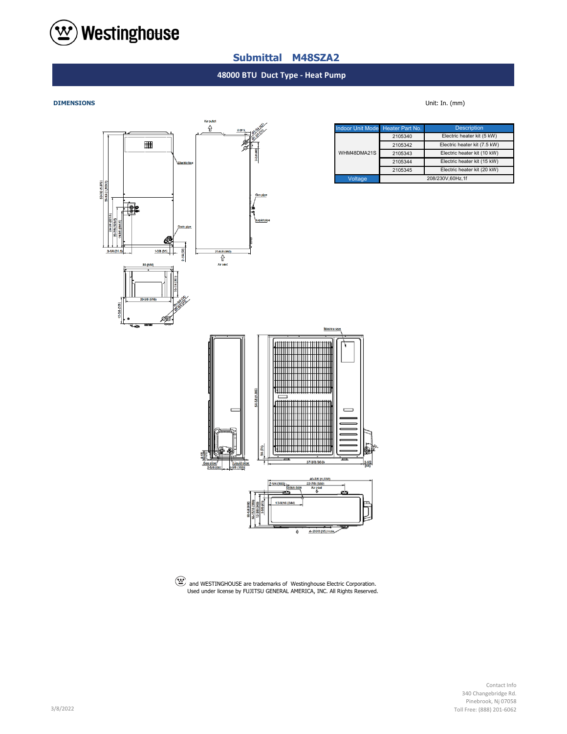# Submittal M48SZA2

## 48000 BTU Duct Type - Heat Pump

**DIMENSIONS**

Unit: In. (mm)

| Indoor Unit Mode | Heater Part No. | Description |
|---|---|---|
| WHM48DMA21S | 2105340 | Electric heater kit (5 kW) |
| | 2105342 | Electric heater kit (7.5 kW) |
| | 2105343 | Electric heater kit (10 kW) |
| | 2105344 | Electric heater kit (15 kW) |
| | 2105345 | Electric heater kit (20 kW) |
| Voltage | 208/230V,60Hz,1f | |

Air outlet
2 (51)
Electric box
Gas pipe
Liquid pipe
Drain pipe
53-7/8 (1,370)
52-3/8 (1,330.5)
24-3/4 (629.5)
20-7/8 (529.5)
19-3/8 (493.5)
3-1/4 (81.5)
1-3/8 (35)
2-1/4 (58)
21-5/8 (550)
Air inlet
22 (560)
20-3/8 (518)
10-1/4 (261)
15-3/4 (400)

Electric box
54-5/8 (1,385)
3/4 (21)
37-3/8 (950)
3-1/2 (88)
Gas pipe
Liquid pipe
2-5/8 (66)
6-1/8 (155)
40-7/8 (1,038)
7-1/4 (185)
22-7/8 (580)
Drain pipe
Air inlet
13-9/16 (344)
4- Ø5/8 (15) Hole

and WESTINGHOUSE are trademarks of Westinghouse Electric Corporation.
Used under license by FUJITSU GENERAL AMERICA, INC. All Rights Reserved.

3/8/2022

Contact Info
340 Changebridge Rd.
Pinebrook, Nj 07058
Toll Free: (888) 201-6062